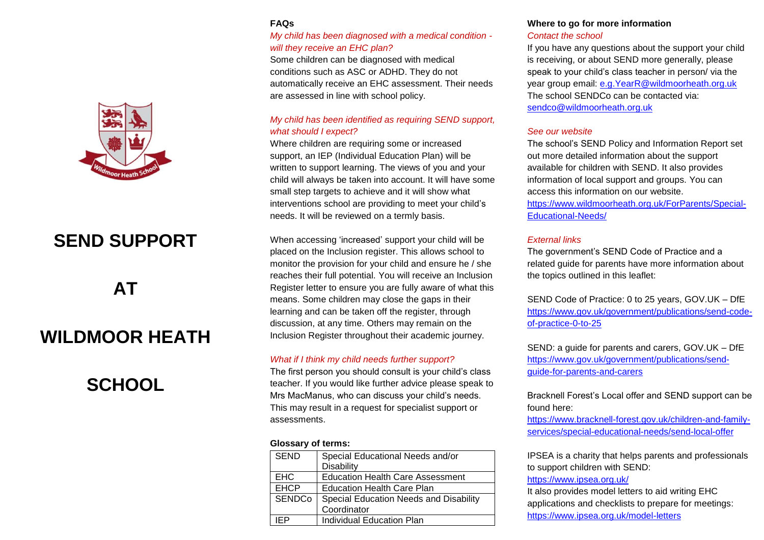# SEND SUPPORT

# AT

# WILDMOOR HEATH

# SCHOOL

**FAQs**

*My child has been diagnosed with a medical condition - will they receive an EHC plan?*

Some children can be diagnosed with medical conditions such as ASC or ADHD. They do not automatically receive an EHC assessment. Their needs are assessed in line with school policy.

*My child has been identified as requiring SEND support, what should I expect?*

Where children are requiring some or increased support, an IEP (Individual Education Plan) will be written to support learning. The views of you and your child will always be taken into account. It will have some small step targets to achieve and it will show what interventions school are providing to meet your child's needs. It will be reviewed on a termly basis.

When accessing 'increased' support your child will be placed on the Inclusion register. This allows school to monitor the provision for your child and ensure he / she reaches their full potential. You will receive an Inclusion Register letter to ensure you are fully aware of what this means. Some children may close the gaps in their learning and can be taken off the register, through discussion, at any time. Others may remain on the Inclusion Register throughout their academic journey.

*What if I think my child needs further support?*

The first person you should consult is your child's class teacher. If you would like further advice please speak to Mrs MacManus, who can discuss your child's needs. This may result in a request for specialist support or assessments.

**Glossary of terms:**

| SEND | Special Educational Needs and/or Disability |
|---|---|
| EHC | Education Health Care Assessment |
| EHCP | Education Health Care Plan |
| SENDCo | Special Education Needs and Disability Coordinator |
| IEP | Individual Education Plan |

**Where to go for more information**

*Contact the school*

If you have any questions about the support your child is receiving, or about SEND more generally, please speak to your child's class teacher in person/ via the year group email: e.g.YearR@wildmoorheath.org.uk
The school SENDCo can be contacted via: sendco@wildmoorheath.org.uk

*See our website*

The school's SEND Policy and Information Report set out more detailed information about the support available for children with SEND. It also provides information of local support and groups. You can access this information on our website.
https://www.wildmoorheath.org.uk/ForParents/Special-Educational-Needs/

*External links*

The government's SEND Code of Practice and a related guide for parents have more information about the topics outlined in this leaflet:

SEND Code of Practice: 0 to 25 years, GOV.UK – DfE
https://www.gov.uk/government/publications/send-code-of-practice-0-to-25

SEND: a guide for parents and carers, GOV.UK – DfE
https://www.gov.uk/government/publications/send-guide-for-parents-and-carers

Bracknell Forest's Local offer and SEND support can be found here:
https://www.bracknell-forest.gov.uk/children-and-family-services/special-educational-needs/send-local-offer

IPSEA is a charity that helps parents and professionals to support children with SEND:
https://www.ipsea.org.uk/
It also provides model letters to aid writing EHC applications and checklists to prepare for meetings:
https://www.ipsea.org.uk/model-letters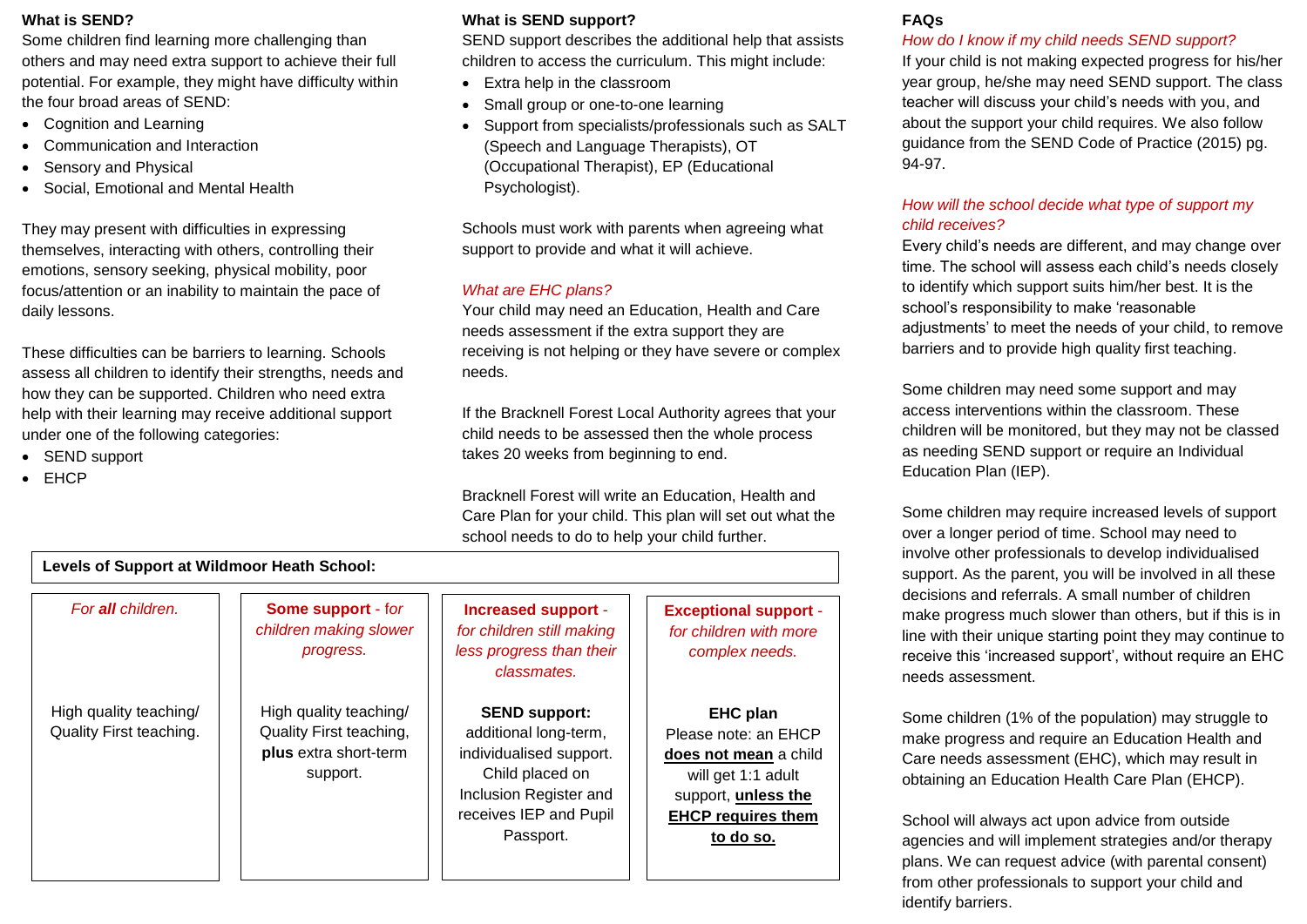### What is SEND?

Some children find learning more challenging than others and may need extra support to achieve their full potential. For example, they might have difficulty within the four broad areas of SEND:

- Cognition and Learning
- Communication and Interaction
- Sensory and Physical
- Social, Emotional and Mental Health

They may present with difficulties in expressing themselves, interacting with others, controlling their emotions, sensory seeking, physical mobility, poor focus/attention or an inability to maintain the pace of daily lessons.

These difficulties can be barriers to learning. Schools assess all children to identify their strengths, needs and how they can be supported. Children who need extra help with their learning may receive additional support under one of the following categories:

- SEND support
- EHCP

### What is SEND support?

SEND support describes the additional help that assists children to access the curriculum. This might include:

- Extra help in the classroom
- Small group or one-to-one learning
- Support from specialists/professionals such as SALT (Speech and Language Therapists), OT (Occupational Therapist), EP (Educational Psychologist).

Schools must work with parents when agreeing what support to provide and what it will achieve.

*What are EHC plans?*

Your child may need an Education, Health and Care needs assessment if the extra support they are receiving is not helping or they have severe or complex needs.

If the Bracknell Forest Local Authority agrees that your child needs to be assessed then the whole process takes 20 weeks from beginning to end.

Bracknell Forest will write an Education, Health and Care Plan for your child. This plan will set out what the school needs to do to help your child further.

**Levels of Support at Wildmoor Heath School:**

| | | | |
|---|---|---|---|
| *For **all** children.* | **Some support** - *for children making slower progress.* | **Increased support** - *for children still making less progress than their classmates.* | **Exceptional support** - *for children with more complex needs.* |
| High quality teaching/ Quality First teaching. | High quality teaching/ Quality First teaching, **plus** extra short-term support. | **SEND support:** additional long-term, individualised support. Child placed on Inclusion Register and receives IEP and Pupil Passport. | **EHC plan** Please note: an EHCP **does not mean** a child will get 1:1 adult support, **unless the EHCP requires them to do so.** |

### FAQs

*How do I know if my child needs SEND support?*

If your child is not making expected progress for his/her year group, he/she may need SEND support. The class teacher will discuss your child's needs with you, and about the support your child requires. We also follow guidance from the SEND Code of Practice (2015) pg. 94-97.

*How will the school decide what type of support my child receives?*

Every child's needs are different, and may change over time. The school will assess each child's needs closely to identify which support suits him/her best. It is the school's responsibility to make 'reasonable adjustments' to meet the needs of your child, to remove barriers and to provide high quality first teaching.

Some children may need some support and may access interventions within the classroom. These children will be monitored, but they may not be classed as needing SEND support or require an Individual Education Plan (IEP).

Some children may require increased levels of support over a longer period of time. School may need to involve other professionals to develop individualised support. As the parent, you will be involved in all these decisions and referrals. A small number of children make progress much slower than others, but if this is in line with their unique starting point they may continue to receive this 'increased support', without require an EHC needs assessment.

Some children (1% of the population) may struggle to make progress and require an Education Health and Care needs assessment (EHC), which may result in obtaining an Education Health Care Plan (EHCP).

School will always act upon advice from outside agencies and will implement strategies and/or therapy plans. We can request advice (with parental consent) from other professionals to support your child and identify barriers.